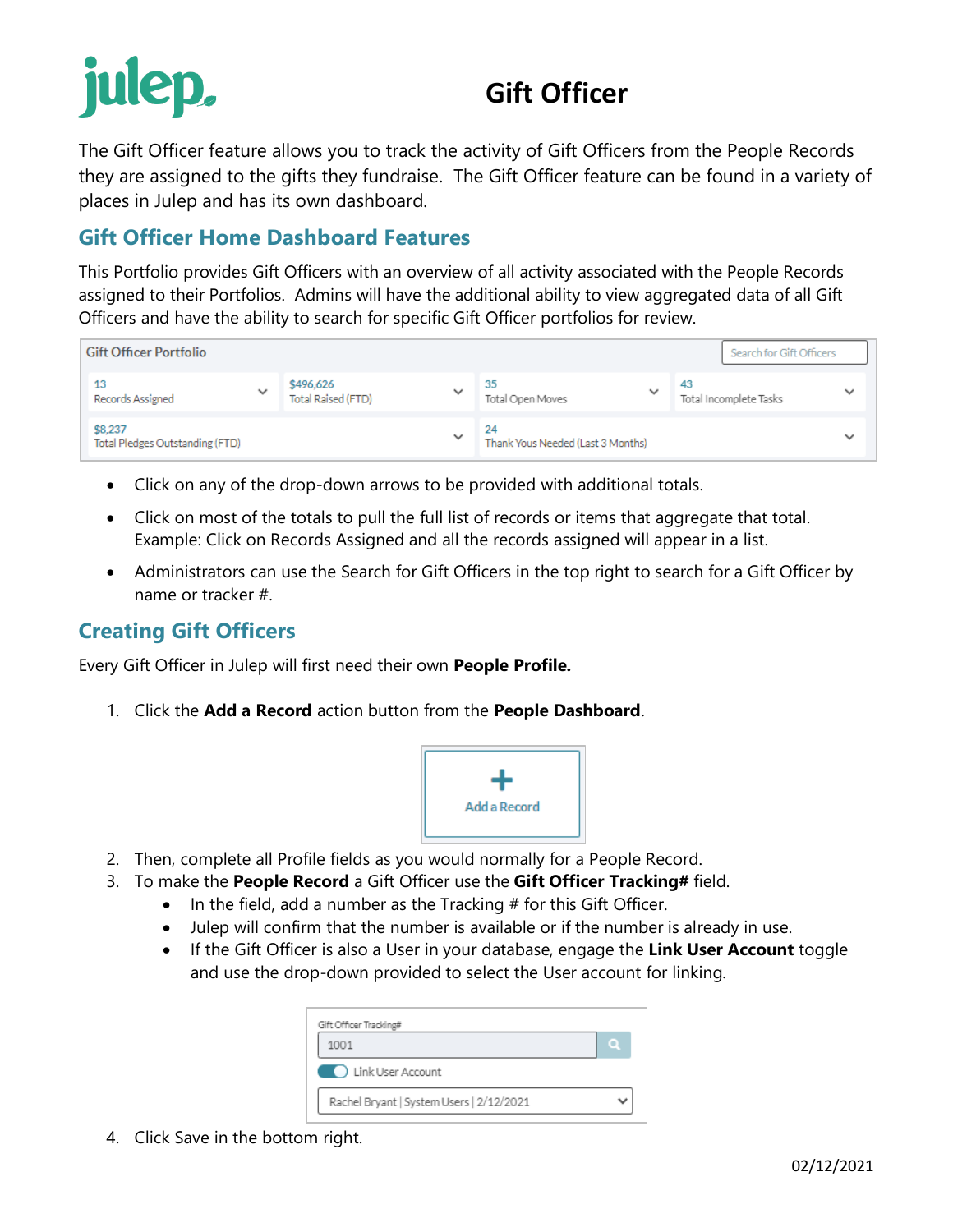# Gift Officer

The Gift Officer feature allows you to track the activity of Gift Officers from the People Records they are assigned to the gifts they fundraise. The Gift Officer feature can be found in a variety of places in Julep and has its own dashboard.

## Gift Officer Home Dashboard Features

This Portfolio provides Gift Officers with an overview of all activity associated with the People Records assigned to their Portfolios. Admins will have the additional ability to view aggregated data of all Gift Officers and have the ability to search for specific Gift Officer portfolios for review.

- Click on any of the drop-down arrows to be provided with additional totals.
- Click on most of the totals to pull the full list of records or items that aggregate that total. Example: Click on Records Assigned and all the records assigned will appear in a list.
- Administrators can use the Search for Gift Officers in the top right to search for a Gift Officer by name or tracker #.

## Creating Gift Officers

Every Gift Officer in Julep will first need their own **People Profile.**

1. Click the **Add a Record** action button from the **People Dashboard**.
2. Then, complete all Profile fields as you would normally for a People Record.
3. To make the **People Record** a Gift Officer use the **Gift Officer Tracking#** field.
   - In the field, add a number as the Tracking # for this Gift Officer.
   - Julep will confirm that the number is available or if the number is already in use.
   - If the Gift Officer is also a User in your database, engage the **Link User Account** toggle and use the drop-down provided to select the User account for linking.
4. Click Save in the bottom right.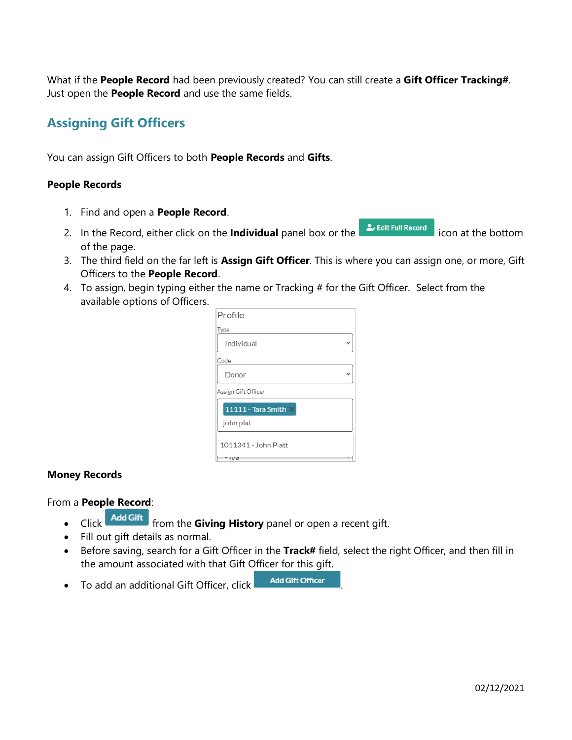What if the **People Record** had been previously created? You can still create a **Gift Officer Tracking#**. Just open the **People Record** and use the same fields.

## Assigning Gift Officers

You can assign Gift Officers to both **People Records** and **Gifts**.

### People Records

1. Find and open a **People Record**.
2. In the Record, either click on the **Individual** panel box or the Edit Full Record icon at the bottom of the page.
3. The third field on the far left is **Assign Gift Officer**. This is where you can assign one, or more, Gift Officers to the **People Record**.
4. To assign, begin typing either the name or Tracking # for the Gift Officer. Select from the available options of Officers.

### Money Records

From a **People Record**:

- Click Add Gift from the **Giving History** panel or open a recent gift.
- Fill out gift details as normal.
- Before saving, search for a Gift Officer in the **Track#** field, select the right Officer, and then fill in the amount associated with that Gift Officer for this gift.
- To add an additional Gift Officer, click Add Gift Officer.

02/12/2021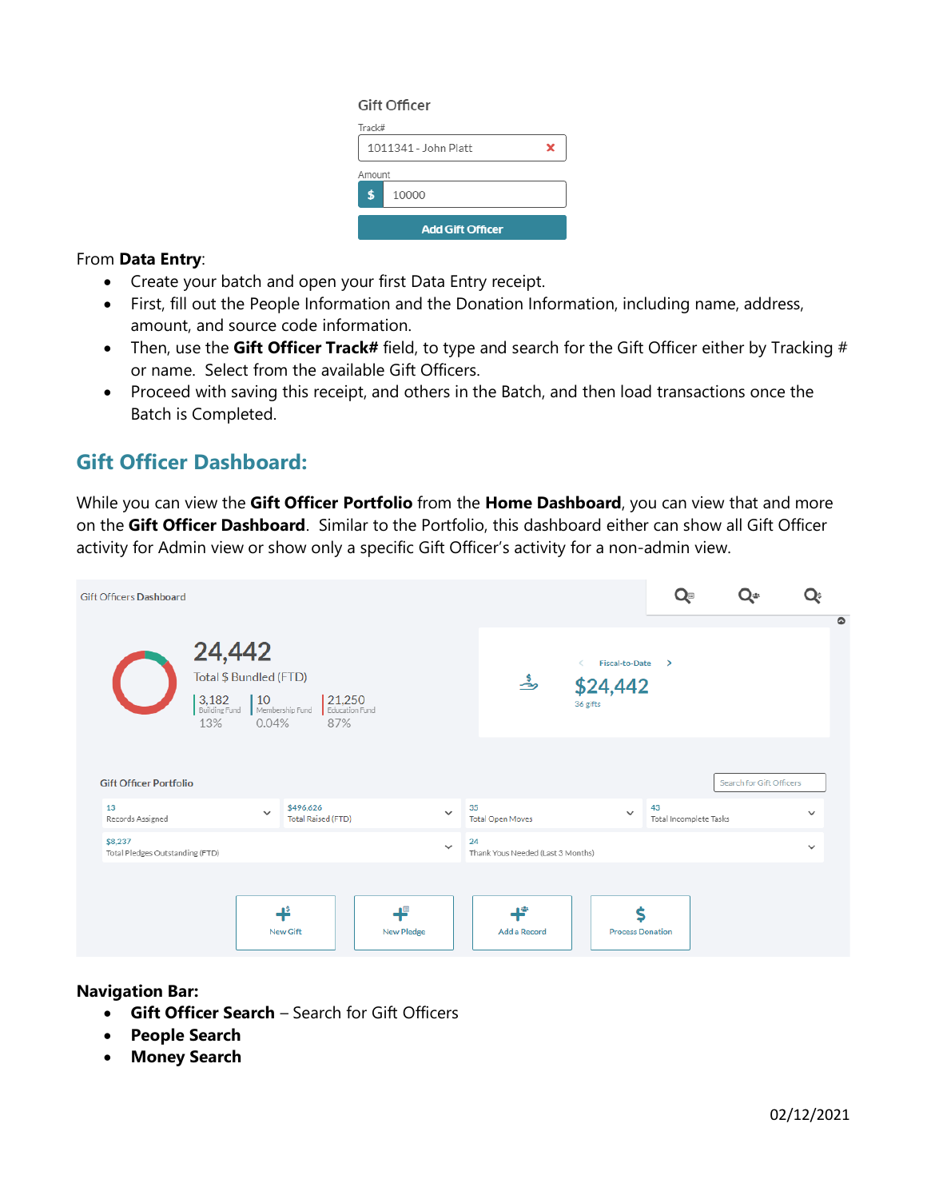Gift Officer

Track#

1011341 - John Platt

Amount

$ 10000

Add Gift Officer

From **Data Entry**:

- Create your batch and open your first Data Entry receipt.
- First, fill out the People Information and the Donation Information, including name, address, amount, and source code information.
- Then, use the **Gift Officer Track#** field, to type and search for the Gift Officer either by Tracking # or name. Select from the available Gift Officers.
- Proceed with saving this receipt, and others in the Batch, and then load transactions once the Batch is Completed.

## Gift Officer Dashboard:

While you can view the **Gift Officer Portfolio** from the **Home Dashboard**, you can view that and more on the **Gift Officer Dashboard**. Similar to the Portfolio, this dashboard either can show all Gift Officer activity for Admin view or show only a specific Gift Officer's activity for a non-admin view.

Gift Officers Dashboard

24,442
Total $ Bundled (FTD)

| 3,182 Building Fund | 10 Membership Fund | 21,250 Education Fund |
|---|---|---|
| 13% | 0.04% | 87% |

Fiscal-to-Date
$24,442
36 gifts

Gift Officer Portfolio

Search for Gift Officers

| 13 Records Assigned | $496,626 Total Raised (FTD) | 35 Total Open Moves | 43 Total Incomplete Tasks |
|---|---|---|---|
| $8,237 Total Pledges Outstanding (FTD) | | 24 Thank Yous Needed (Last 3 Months) | |

New Gift | New Pledge | Add a Record | Process Donation

**Navigation Bar:**

- **Gift Officer Search** – Search for Gift Officers
- **People Search**
- **Money Search**

02/12/2021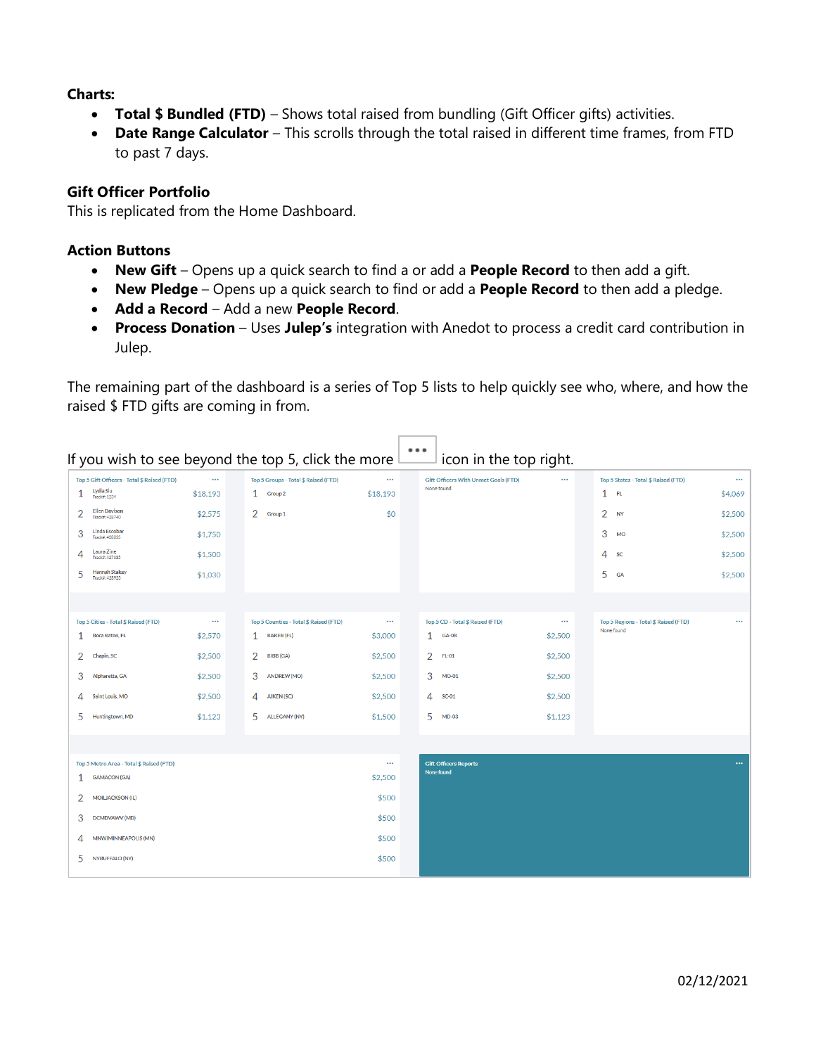**Charts:**

- **Total $ Bundled (FTD)** – Shows total raised from bundling (Gift Officer gifts) activities.
- **Date Range Calculator** – This scrolls through the total raised in different time frames, from FTD to past 7 days.

**Gift Officer Portfolio**

This is replicated from the Home Dashboard.

**Action Buttons**

- **New Gift** – Opens up a quick search to find a or add a **People Record** to then add a gift.
- **New Pledge** – Opens up a quick search to find or add a **People Record** to then add a pledge.
- **Add a Record** – Add a new **People Record**.
- **Process Donation** – Uses **Julep's** integration with Anedot to process a credit card contribution in Julep.

The remaining part of the dashboard is a series of Top 5 lists to help quickly see who, where, and how the raised $ FTD gifts are coming in from.

If you wish to see beyond the top 5, click the more ••• icon in the top right.

Top 5 Gift Officers - Total $ Raised (FTD) •••

| | | |
|---|---|---|
| 1 | Lydia Siu Track#: 1234 | $18,193 |
| 2 | Ellen Davison Track#: 428740 | $2,575 |
| 3 | Linda Escobar Track#: 428835 | $1,750 |
| 4 | Laura Zine Track#: 427083 | $1,500 |
| 5 | Hannah Stakey Track#: 428923 | $1,030 |

Top 5 Groups - Total $ Raised (FTD) •••

| | | |
|---|---|---|
| 1 | Group 2 | $18,193 |
| 2 | Group 1 | $0 |

Gift Officers With Unmet Goals (FTD) •••

None found

Top 5 States - Total $ Raised (FTD) •••

| | | |
|---|---|---|
| 1 | FL | $4,069 |
| 2 | NY | $2,500 |
| 3 | MO | $2,500 |
| 4 | SC | $2,500 |
| 5 | GA | $2,500 |

Top 5 Cities - Total $ Raised (FTD) •••

| | | |
|---|---|---|
| 1 | Boca Raton, FL | $2,570 |
| 2 | Chapin, SC | $2,500 |
| 3 | Alpharetta, GA | $2,500 |
| 4 | Saint Louis, MO | $2,500 |
| 5 | Huntingtown, MD | $1,123 |

Top 5 Counties - Total $ Raised (FTD) •••

| | | |
|---|---|---|
| 1 | BAKER (FL) | $3,000 |
| 2 | BIBB (GA) | $2,500 |
| 3 | ANDREW (MO) | $2,500 |
| 4 | AIKEN (SC) | $2,500 |
| 5 | ALLEGANY (NY) | $1,500 |

Top 5 CD - Total $ Raised (FTD) •••

| | | |
|---|---|---|
| 1 | GA-08 | $2,500 |
| 2 | FL-01 | $2,500 |
| 3 | MO-01 | $2,500 |
| 4 | SC-01 | $2,500 |
| 5 | MD-03 | $1,123 |

Top 5 Regions - Total $ Raised (FTD) •••

None found

Top 5 Metro Area - Total $ Raised (FTD) •••

| | | |
|---|---|---|
| 1 | GAMACON (GA) | $2,500 |
| 2 | MOILJACKSON (IL) | $500 |
| 3 | DCMDVAWV (MD) | $500 |
| 4 | MNWIMINNEAPOLIS (MN) | $500 |
| 5 | NYBUFFALO (NY) | $500 |

Gift Officers Reports •••

None found